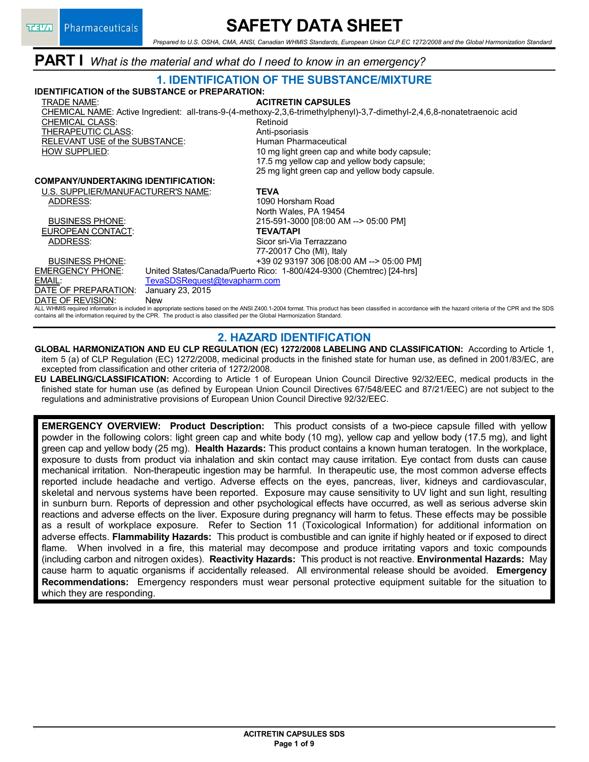# SAFETY DATA SHEET

*Prepared to U.S. OSHA, CMA, ANSI, Canadian WHMIS Standards, European Union CLP EC 1272/2008 and the Global Harmonization Standard*

## PART I *What is the material and what do I need to know in an emergency?*

## 1. IDENTIFICATION OF THE SUBSTANCE/MIXTURE

**IDENTIFICATION of the SUBSTANCE or PREPARATION:**

TRADE NAME: **ACITRETIN CAPSULES**

CHEMICAL NAME: Active Ingredient: all-trans-9-(4-methoxy-2,3,6-trimethylphenyl)-3,7-dimethyl-2,4,6,8-nonatetraenoic acid

CHEMICAL CLASS: Retinoid

THERAPEUTIC CLASS: Anti-psoriasis

RELEVANT USE of the SUBSTANCE: Human Pharmaceutical

HOW SUPPLIED: 10 mg light green cap and white body capsule; 17.5 mg yellow cap and yellow body capsule; 25 mg light green cap and yellow body capsule.

**COMPANY/UNDERTAKING IDENTIFICATION:**

U.S. SUPPLIER/MANUFACTURER'S NAME: **TEVA**

ADDRESS: 1090 Horsham Road, North Wales, PA 19454

BUSINESS PHONE: 215-591-3000 [08:00 AM --> 05:00 PM]

EUROPEAN CONTACT: **TEVA/TAPI**

ADDRESS: Sicor sri-Via Terrazzano, 77-20017 Cho (MI), Italy

BUSINESS PHONE: +39 02 93197 306 [08:00 AM --> 05:00 PM]

EMERGENCY PHONE: United States/Canada/Puerto Rico: 1-800/424-9300 (Chemtrec) [24-hrs]

EMAIL: TevaSDSRequest@tevapharm.com

DATE OF PREPARATION: January 23, 2015

DATE OF REVISION: New

ALL WHMIS required information is included in appropriate sections based on the ANSI Z400.1-2004 format. This product has been classified in accordance with the hazard criteria of the CPR and the SDS contains all the information required by the CPR. The product is also classified per the Global Harmonization Standard.

## 2. HAZARD IDENTIFICATION

**GLOBAL HARMONIZATION AND EU CLP REGULATION (EC) 1272/2008 LABELING AND CLASSIFICATION:** According to Article 1, item 5 (a) of CLP Regulation (EC) 1272/2008, medicinal products in the finished state for human use, as defined in 2001/83/EC, are excepted from classification and other criteria of 1272/2008.

**EU LABELING/CLASSIFICATION:** According to Article 1 of European Union Council Directive 92/32/EEC, medical products in the finished state for human use (as defined by European Union Council Directives 67/548/EEC and 87/21/EEC) are not subject to the regulations and administrative provisions of European Union Council Directive 92/32/EEC.

**EMERGENCY OVERVIEW: Product Description:** This product consists of a two-piece capsule filled with yellow powder in the following colors: light green cap and white body (10 mg), yellow cap and yellow body (17.5 mg), and light green cap and yellow body (25 mg). **Health Hazards:** This product contains a known human teratogen. In the workplace, exposure to dusts from product via inhalation and skin contact may cause irritation. Eye contact from dusts can cause mechanical irritation. Non-therapeutic ingestion may be harmful. In therapeutic use, the most common adverse effects reported include headache and vertigo. Adverse effects on the eyes, pancreas, liver, kidneys and cardiovascular, skeletal and nervous systems have been reported. Exposure may cause sensitivity to UV light and sun light, resulting in sunburn burn. Reports of depression and other psychological effects have occurred, as well as serious adverse skin reactions and adverse effects on the liver. Exposure during pregnancy will harm to fetus. These effects may be possible as a result of workplace exposure. Refer to Section 11 (Toxicological Information) for additional information on adverse effects. **Flammability Hazards:** This product is combustible and can ignite if highly heated or if exposed to direct flame. When involved in a fire, this material may decompose and produce irritating vapors and toxic compounds (including carbon and nitrogen oxides). **Reactivity Hazards:** This product is not reactive. **Environmental Hazards:** May cause harm to aquatic organisms if accidentally released. All environmental release should be avoided. **Emergency Recommendations:** Emergency responders must wear personal protective equipment suitable for the situation to which they are responding.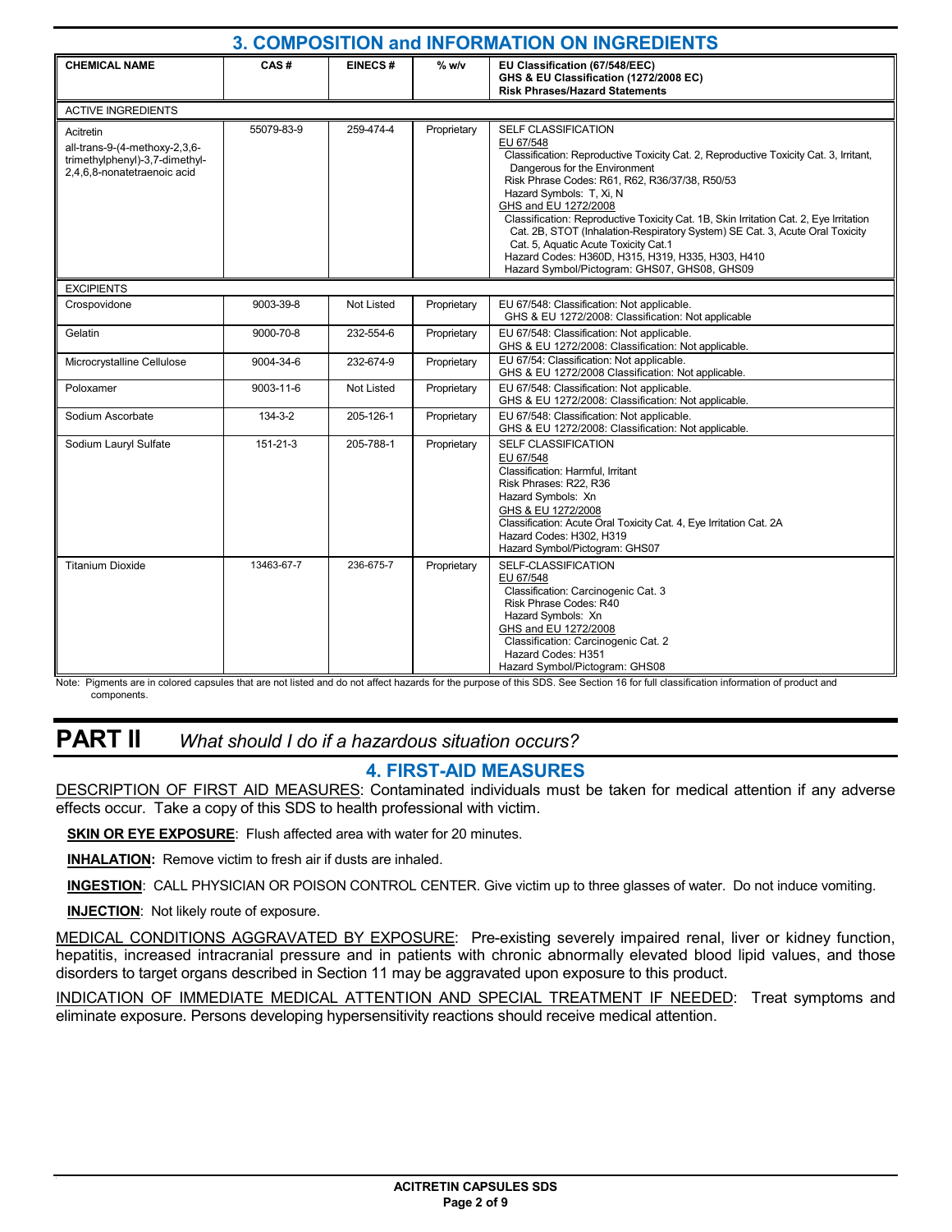## 3. COMPOSITION and INFORMATION ON INGREDIENTS

| CHEMICAL NAME | CAS # | EINECS # | % w/v | EU Classification (67/548/EEC) GHS & EU Classification (1272/2008 EC) Risk Phrases/Hazard Statements |
|---|---|---|---|---|
| ACTIVE INGREDIENTS | | | | |
| Acitretin all-trans-9-(4-methoxy-2,3,6-trimethylphenyl)-3,7-dimethyl-2,4,6,8-nonatetraenoic acid | 55079-83-9 | 259-474-4 | Proprietary | SELF CLASSIFICATION<br>EU 67/548<br>Classification: Reproductive Toxicity Cat. 2, Reproductive Toxicity Cat. 3, Irritant, Dangerous for the Environment<br>Risk Phrase Codes: R61, R62, R36/37/38, R50/53<br>Hazard Symbols: T, Xi, N<br>GHS and EU 1272/2008<br>Classification: Reproductive Toxicity Cat. 1B, Skin Irritation Cat. 2, Eye Irritation Cat. 2B, STOT (Inhalation-Respiratory System) SE Cat. 3, Acute Oral Toxicity Cat. 5, Aquatic Acute Toxicity Cat.1<br>Hazard Codes: H360D, H315, H319, H335, H303, H410<br>Hazard Symbol/Pictogram: GHS07, GHS08, GHS09 |
| EXCIPIENTS | | | | |
| Crospovidone | 9003-39-8 | Not Listed | Proprietary | EU 67/548: Classification: Not applicable.<br>GHS & EU 1272/2008: Classification: Not applicable |
| Gelatin | 9000-70-8 | 232-554-6 | Proprietary | EU 67/548: Classification: Not applicable.<br>GHS & EU 1272/2008: Classification: Not applicable. |
| Microcrystalline Cellulose | 9004-34-6 | 232-674-9 | Proprietary | EU 67/54: Classification: Not applicable.<br>GHS & EU 1272/2008 Classification: Not applicable. |
| Poloxamer | 9003-11-6 | Not Listed | Proprietary | EU 67/548: Classification: Not applicable.<br>GHS & EU 1272/2008: Classification: Not applicable. |
| Sodium Ascorbate | 134-3-2 | 205-126-1 | Proprietary | EU 67/548: Classification: Not applicable.<br>GHS & EU 1272/2008: Classification: Not applicable. |
| Sodium Lauryl Sulfate | 151-21-3 | 205-788-1 | Proprietary | SELF CLASSIFICATION<br>EU 67/548<br>Classification: Harmful, Irritant<br>Risk Phrases: R22, R36<br>Hazard Symbols: Xn<br>GHS & EU 1272/2008<br>Classification: Acute Oral Toxicity Cat. 4, Eye Irritation Cat. 2A<br>Hazard Codes: H302, H319<br>Hazard Symbol/Pictogram: GHS07 |
| Titanium Dioxide | 13463-67-7 | 236-675-7 | Proprietary | SELF-CLASSIFICATION<br>EU 67/548<br>Classification: Carcinogenic Cat. 3<br>Risk Phrase Codes: R40<br>Hazard Symbols: Xn<br>GHS and EU 1272/2008<br>Classification: Carcinogenic Cat. 2<br>Hazard Codes: H351<br>Hazard Symbol/Pictogram: GHS08 |

Note: Pigments are in colored capsules that are not listed and do not affect hazards for the purpose of this SDS. See Section 16 for full classification information of product and components.

# PART II *What should I do if a hazardous situation occurs?*

## 4. FIRST-AID MEASURES

DESCRIPTION OF FIRST AID MEASURES: Contaminated individuals must be taken for medical attention if any adverse effects occur. Take a copy of this SDS to health professional with victim.

**SKIN OR EYE EXPOSURE**: Flush affected area with water for 20 minutes.

**INHALATION:** Remove victim to fresh air if dusts are inhaled.

**INGESTION**: CALL PHYSICIAN OR POISON CONTROL CENTER. Give victim up to three glasses of water. Do not induce vomiting.

**INJECTION**: Not likely route of exposure.

MEDICAL CONDITIONS AGGRAVATED BY EXPOSURE: Pre-existing severely impaired renal, liver or kidney function, hepatitis, increased intracranial pressure and in patients with chronic abnormally elevated blood lipid values, and those disorders to target organs described in Section 11 may be aggravated upon exposure to this product.

INDICATION OF IMMEDIATE MEDICAL ATTENTION AND SPECIAL TREATMENT IF NEEDED: Treat symptoms and eliminate exposure. Persons developing hypersensitivity reactions should receive medical attention.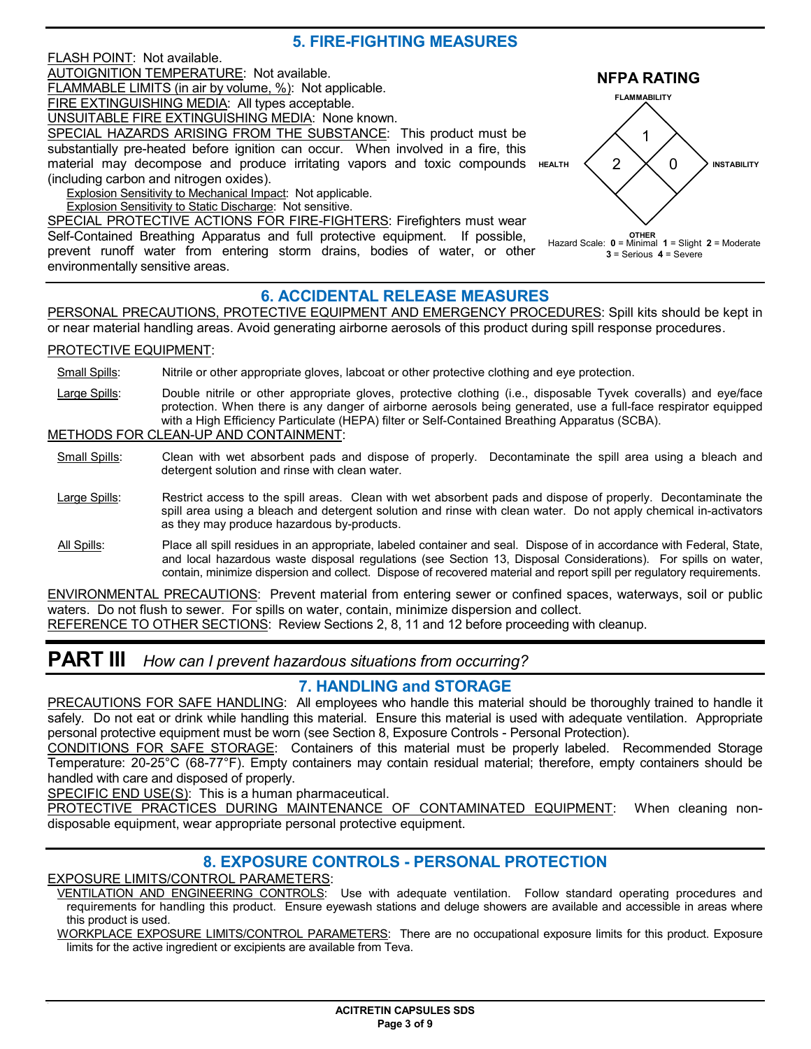## 5. FIRE-FIGHTING MEASURES

FLASH POINT: Not available.
AUTOIGNITION TEMPERATURE: Not available.
FLAMMABLE LIMITS (in air by volume, %): Not applicable.
FIRE EXTINGUISHING MEDIA: All types acceptable.
UNSUITABLE FIRE EXTINGUISHING MEDIA: None known.
SPECIAL HAZARDS ARISING FROM THE SUBSTANCE: This product must be substantially pre-heated before ignition can occur. When involved in a fire, this material may decompose and produce irritating vapors and toxic compounds (including carbon and nitrogen oxides).

Explosion Sensitivity to Mechanical Impact: Not applicable.
Explosion Sensitivity to Static Discharge: Not sensitive.

SPECIAL PROTECTIVE ACTIONS FOR FIRE-FIGHTERS: Firefighters must wear Self-Contained Breathing Apparatus and full protective equipment. If possible, prevent runoff water from entering storm drains, bodies of water, or other environmentally sensitive areas.

**NFPA RATING**

| FLAMMABILITY | HEALTH | INSTABILITY | OTHER |
|---|---|---|---|
| 1 | 2 | 0 | |

Hazard Scale: **0** = Minimal **1** = Slight **2** = Moderate **3** = Serious **4** = Severe

## 6. ACCIDENTAL RELEASE MEASURES

PERSONAL PRECAUTIONS, PROTECTIVE EQUIPMENT AND EMERGENCY PROCEDURES: Spill kits should be kept in or near material handling areas. Avoid generating airborne aerosols of this product during spill response procedures.

PROTECTIVE EQUIPMENT:

Small Spills: Nitrile or other appropriate gloves, labcoat or other protective clothing and eye protection.

Large Spills: Double nitrile or other appropriate gloves, protective clothing (i.e., disposable Tyvek coveralls) and eye/face protection. When there is any danger of airborne aerosols being generated, use a full-face respirator equipped with a High Efficiency Particulate (HEPA) filter or Self-Contained Breathing Apparatus (SCBA).

METHODS FOR CLEAN-UP AND CONTAINMENT:

Small Spills: Clean with wet absorbent pads and dispose of properly. Decontaminate the spill area using a bleach and detergent solution and rinse with clean water.

Large Spills: Restrict access to the spill areas. Clean with wet absorbent pads and dispose of properly. Decontaminate the spill area using a bleach and detergent solution and rinse with clean water. Do not apply chemical in-activators as they may produce hazardous by-products.

All Spills: Place all spill residues in an appropriate, labeled container and seal. Dispose of in accordance with Federal, State, and local hazardous waste disposal regulations (see Section 13, Disposal Considerations). For spills on water, contain, minimize dispersion and collect. Dispose of recovered material and report spill per regulatory requirements.

ENVIRONMENTAL PRECAUTIONS: Prevent material from entering sewer or confined spaces, waterways, soil or public waters. Do not flush to sewer. For spills on water, contain, minimize dispersion and collect.
REFERENCE TO OTHER SECTIONS: Review Sections 2, 8, 11 and 12 before proceeding with cleanup.

# PART III *How can I prevent hazardous situations from occurring?*

## 7. HANDLING and STORAGE

PRECAUTIONS FOR SAFE HANDLING: All employees who handle this material should be thoroughly trained to handle it safely. Do not eat or drink while handling this material. Ensure this material is used with adequate ventilation. Appropriate personal protective equipment must be worn (see Section 8, Exposure Controls - Personal Protection).
CONDITIONS FOR SAFE STORAGE: Containers of this material must be properly labeled. Recommended Storage Temperature: 20-25°C (68-77°F). Empty containers may contain residual material; therefore, empty containers should be handled with care and disposed of properly.
SPECIFIC END USE(S): This is a human pharmaceutical.
PROTECTIVE PRACTICES DURING MAINTENANCE OF CONTAMINATED EQUIPMENT: When cleaning non-disposable equipment, wear appropriate personal protective equipment.

## 8. EXPOSURE CONTROLS - PERSONAL PROTECTION

EXPOSURE LIMITS/CONTROL PARAMETERS:

VENTILATION AND ENGINEERING CONTROLS: Use with adequate ventilation. Follow standard operating procedures and requirements for handling this product. Ensure eyewash stations and deluge showers are available and accessible in areas where this product is used.

WORKPLACE EXPOSURE LIMITS/CONTROL PARAMETERS: There are no occupational exposure limits for this product. Exposure limits for the active ingredient or excipients are available from Teva.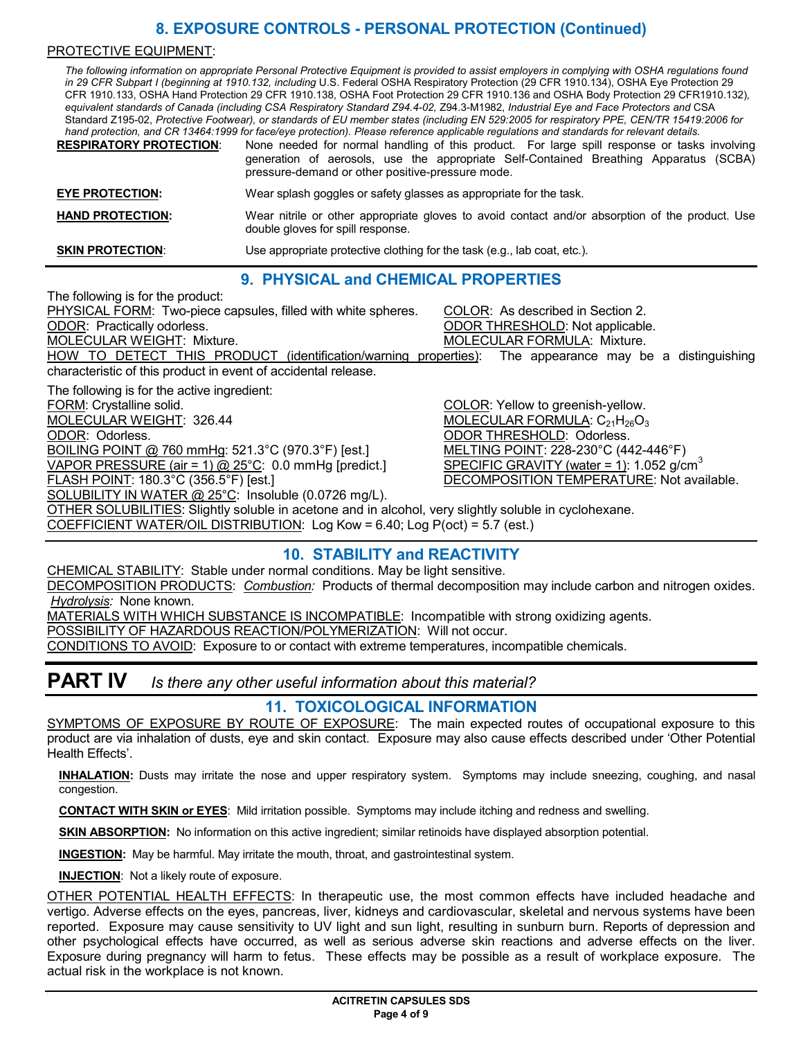## 8. EXPOSURE CONTROLS - PERSONAL PROTECTION (Continued)

PROTECTIVE EQUIPMENT:

*The following information on appropriate Personal Protective Equipment is provided to assist employers in complying with OSHA regulations found in 29 CFR Subpart I (beginning at 1910.132, including* U.S. Federal OSHA Respiratory Protection (29 CFR 1910.134), OSHA Eye Protection 29 CFR 1910.133, OSHA Hand Protection 29 CFR 1910.138, OSHA Foot Protection 29 CFR 1910.136 and OSHA Body Protection 29 CFR1910.132)*, equivalent standards of Canada (including CSA Respiratory Standard Z94.4-02,* Z94.3-M1982, *Industrial Eye and Face Protectors and* CSA Standard Z195-02, *Protective Footwear), or standards of EU member states (including EN 529:2005 for respiratory PPE, CEN/TR 15419:2006 for hand protection, and CR 13464:1999 for face/eye protection). Please reference applicable regulations and standards for relevant details.*

**RESPIRATORY PROTECTION**: None needed for normal handling of this product. For large spill response or tasks involving generation of aerosols, use the appropriate Self-Contained Breathing Apparatus (SCBA) pressure-demand or other positive-pressure mode.

**EYE PROTECTION:** Wear splash goggles or safety glasses as appropriate for the task.

**HAND PROTECTION:** Wear nitrile or other appropriate gloves to avoid contact and/or absorption of the product. Use double gloves for spill response.

**SKIN PROTECTION**: Use appropriate protective clothing for the task (e.g., lab coat, etc.).

## 9. PHYSICAL and CHEMICAL PROPERTIES

The following is for the product:

PHYSICAL FORM: Two-piece capsules, filled with white spheres.
COLOR: As described in Section 2.
ODOR: Practically odorless.
ODOR THRESHOLD: Not applicable.
MOLECULAR WEIGHT: Mixture.
MOLECULAR FORMULA: Mixture.
HOW TO DETECT THIS PRODUCT (identification/warning properties): The appearance may be a distinguishing characteristic of this product in event of accidental release.

The following is for the active ingredient:

FORM: Crystalline solid.
COLOR: Yellow to greenish-yellow.
MOLECULAR WEIGHT: 326.44
MOLECULAR FORMULA: $C_{21}H_{26}O_3$
ODOR: Odorless.
ODOR THRESHOLD: Odorless.
BOILING POINT @ 760 mmHg: 521.3°C (970.3°F) [est.]
MELTING POINT: 228-230°C (442-446°F)
VAPOR PRESSURE (air = 1) @ 25°C: 0.0 mmHg [predict.]
SPECIFIC GRAVITY (water = 1): 1.052 g/cm$^3$
FLASH POINT: 180.3°C (356.5°F) [est.]
DECOMPOSITION TEMPERATURE: Not available.
SOLUBILITY IN WATER @ 25°C: Insoluble (0.0726 mg/L).
OTHER SOLUBILITIES: Slightly soluble in acetone and in alcohol, very slightly soluble in cyclohexane.
COEFFICIENT WATER/OIL DISTRIBUTION: Log Kow = 6.40; Log P(oct) = 5.7 (est.)

## 10. STABILITY and REACTIVITY

CHEMICAL STABILITY: Stable under normal conditions. May be light sensitive.
DECOMPOSITION PRODUCTS: *Combustion:* Products of thermal decomposition may include carbon and nitrogen oxides. *Hydrolysis:* None known.
MATERIALS WITH WHICH SUBSTANCE IS INCOMPATIBLE: Incompatible with strong oxidizing agents.
POSSIBILITY OF HAZARDOUS REACTION/POLYMERIZATION: Will not occur.
CONDITIONS TO AVOID: Exposure to or contact with extreme temperatures, incompatible chemicals.

# PART IV *Is there any other useful information about this material?*

## 11. TOXICOLOGICAL INFORMATION

SYMPTOMS OF EXPOSURE BY ROUTE OF EXPOSURE: The main expected routes of occupational exposure to this product are via inhalation of dusts, eye and skin contact. Exposure may also cause effects described under 'Other Potential Health Effects'.

**INHALATION:** Dusts may irritate the nose and upper respiratory system. Symptoms may include sneezing, coughing, and nasal congestion.

**CONTACT WITH SKIN or EYES**: Mild irritation possible. Symptoms may include itching and redness and swelling.

**SKIN ABSORPTION:** No information on this active ingredient; similar retinoids have displayed absorption potential.

**INGESTION:** May be harmful. May irritate the mouth, throat, and gastrointestinal system.

**INJECTION**: Not a likely route of exposure.

OTHER POTENTIAL HEALTH EFFECTS: In therapeutic use, the most common effects have included headache and vertigo. Adverse effects on the eyes, pancreas, liver, kidneys and cardiovascular, skeletal and nervous systems have been reported. Exposure may cause sensitivity to UV light and sun light, resulting in sunburn burn. Reports of depression and other psychological effects have occurred, as well as serious adverse skin reactions and adverse effects on the liver. Exposure during pregnancy will harm to fetus. These effects may be possible as a result of workplace exposure. The actual risk in the workplace is not known.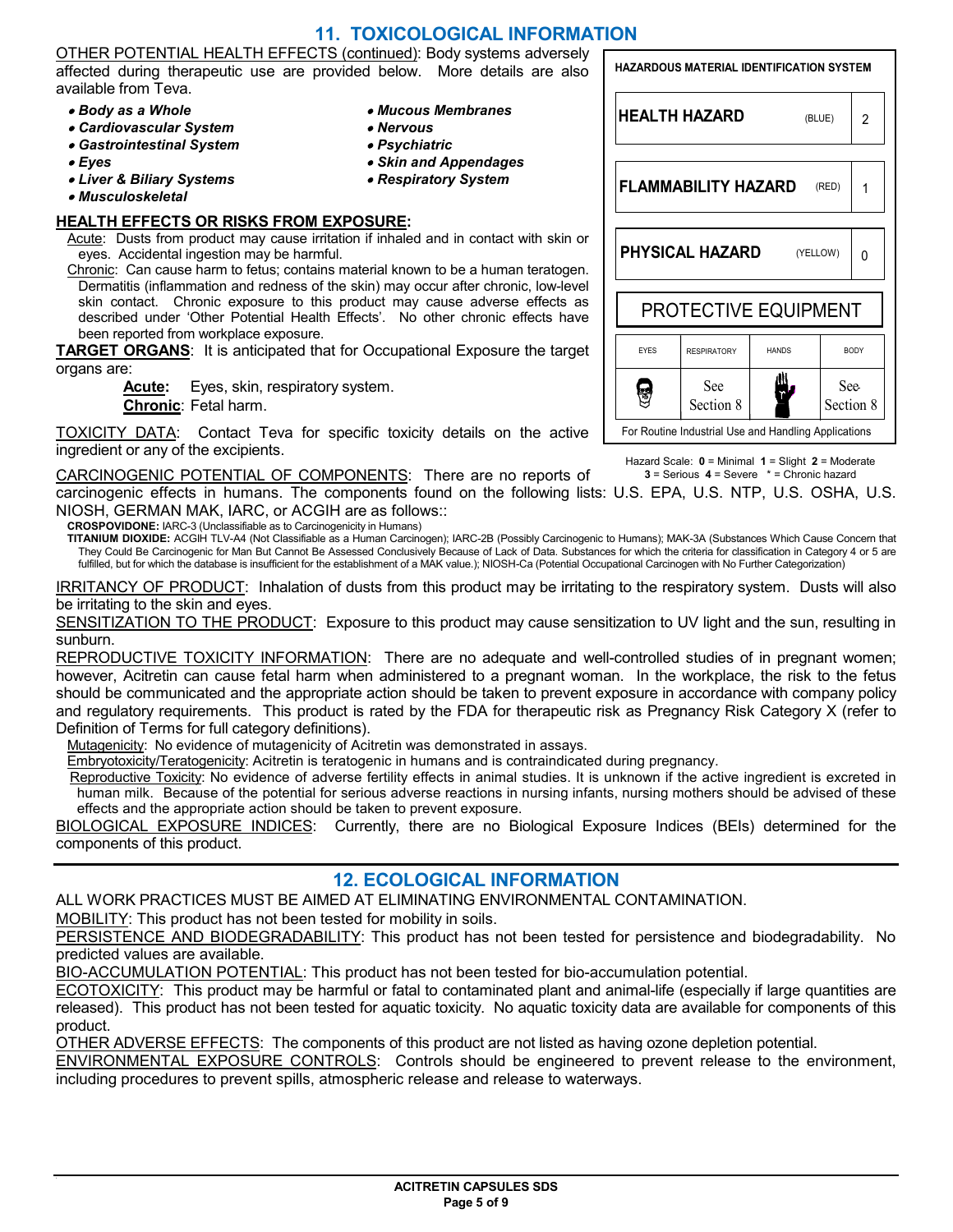## 11. TOXICOLOGICAL INFORMATION

OTHER POTENTIAL HEALTH EFFECTS (continued): Body systems adversely affected during therapeutic use are provided below. More details are also available from Teva.

- ***Body as a Whole***
- ***Cardiovascular System***
- ***Gastrointestinal System***
- ***Eyes***
- ***Liver & Biliary Systems***
- ***Musculoskeletal***
- ***Mucous Membranes***
- ***Nervous***
- ***Psychiatric***
- ***Skin and Appendages***
- ***Respiratory System***

| HAZARDOUS MATERIAL IDENTIFICATION SYSTEM | | | |
|---|---|---|---|
| HEALTH HAZARD (BLUE) | | | 2 |
| FLAMMABILITY HAZARD (RED) | | | 1 |
| PHYSICAL HAZARD (YELLOW) | | | 0 |
| PROTECTIVE EQUIPMENT | | | |
| EYES | RESPIRATORY | HANDS | BODY |
| (goggles) | See Section 8 | (gloves) | See Section 8 |
| For Routine Industrial Use and Handling Applications | | | |

Hazard Scale: **0** = Minimal **1** = Slight **2** = Moderate **3** = Serious **4** = Severe * = Chronic hazard

**HEALTH EFFECTS OR RISKS FROM EXPOSURE:**

Acute: Dusts from product may cause irritation if inhaled and in contact with skin or eyes. Accidental ingestion may be harmful.

Chronic: Can cause harm to fetus; contains material known to be a human teratogen. Dermatitis (inflammation and redness of the skin) may occur after chronic, low-level skin contact. Chronic exposure to this product may cause adverse effects as described under 'Other Potential Health Effects'. No other chronic effects have been reported from workplace exposure.

**TARGET ORGANS**: It is anticipated that for Occupational Exposure the target organs are:

**Acute:** Eyes, skin, respiratory system.
**Chronic**: Fetal harm.

TOXICITY DATA: Contact Teva for specific toxicity details on the active ingredient or any of the excipients.

CARCINOGENIC POTENTIAL OF COMPONENTS: There are no reports of carcinogenic effects in humans. The components found on the following lists: U.S. EPA, U.S. NTP, U.S. OSHA, U.S. NIOSH, GERMAN MAK, IARC, or ACGIH are as follows::

**CROSPOVIDONE:** IARC-3 (Unclassifiable as to Carcinogenicity in Humans)
**TITANIUM DIOXIDE:** ACGIH TLV-A4 (Not Classifiable as a Human Carcinogen); IARC-2B (Possibly Carcinogenic to Humans); MAK-3A (Substances Which Cause Concern that They Could Be Carcinogenic for Man But Cannot Be Assessed Conclusively Because of Lack of Data. Substances for which the criteria for classification in Category 4 or 5 are fulfilled, but for which the database is insufficient for the establishment of a MAK value.); NIOSH-Ca (Potential Occupational Carcinogen with No Further Categorization)

IRRITANCY OF PRODUCT: Inhalation of dusts from this product may be irritating to the respiratory system. Dusts will also be irritating to the skin and eyes.

SENSITIZATION TO THE PRODUCT: Exposure to this product may cause sensitization to UV light and the sun, resulting in sunburn.

REPRODUCTIVE TOXICITY INFORMATION: There are no adequate and well-controlled studies of in pregnant women; however, Acitretin can cause fetal harm when administered to a pregnant woman. In the workplace, the risk to the fetus should be communicated and the appropriate action should be taken to prevent exposure in accordance with company policy and regulatory requirements. This product is rated by the FDA for therapeutic risk as Pregnancy Risk Category X (refer to Definition of Terms for full category definitions).

Mutagenicity: No evidence of mutagenicity of Acitretin was demonstrated in assays.

Embryotoxicity/Teratogenicity: Acitretin is teratogenic in humans and is contraindicated during pregnancy.

Reproductive Toxicity: No evidence of adverse fertility effects in animal studies. It is unknown if the active ingredient is excreted in human milk. Because of the potential for serious adverse reactions in nursing infants, nursing mothers should be advised of these effects and the appropriate action should be taken to prevent exposure.

BIOLOGICAL EXPOSURE INDICES: Currently, there are no Biological Exposure Indices (BEIs) determined for the components of this product.

## 12. ECOLOGICAL INFORMATION

ALL WORK PRACTICES MUST BE AIMED AT ELIMINATING ENVIRONMENTAL CONTAMINATION.

MOBILITY: This product has not been tested for mobility in soils.

PERSISTENCE AND BIODEGRADABILITY: This product has not been tested for persistence and biodegradability. No predicted values are available.

BIO-ACCUMULATION POTENTIAL: This product has not been tested for bio-accumulation potential.

ECOTOXICITY: This product may be harmful or fatal to contaminated plant and animal-life (especially if large quantities are released). This product has not been tested for aquatic toxicity. No aquatic toxicity data are available for components of this product.

OTHER ADVERSE EFFECTS: The components of this product are not listed as having ozone depletion potential.

ENVIRONMENTAL EXPOSURE CONTROLS: Controls should be engineered to prevent release to the environment, including procedures to prevent spills, atmospheric release and release to waterways.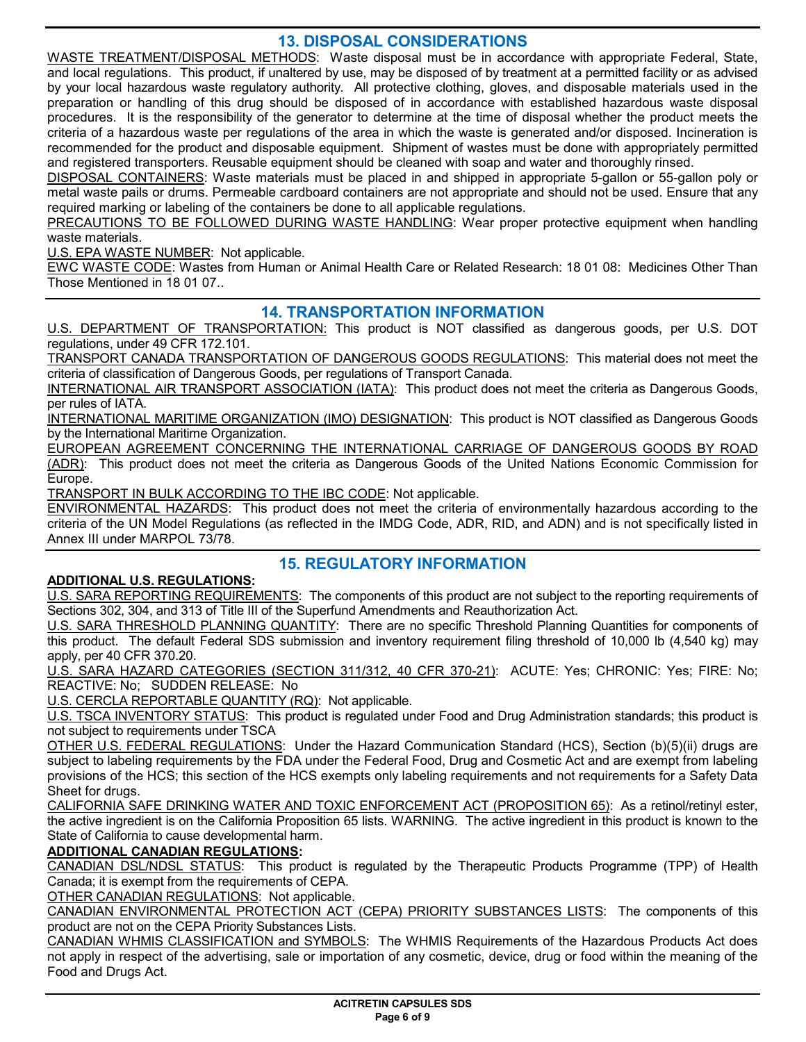## 13. DISPOSAL CONSIDERATIONS

WASTE TREATMENT/DISPOSAL METHODS: Waste disposal must be in accordance with appropriate Federal, State, and local regulations. This product, if unaltered by use, may be disposed of by treatment at a permitted facility or as advised by your local hazardous waste regulatory authority. All protective clothing, gloves, and disposable materials used in the preparation or handling of this drug should be disposed of in accordance with established hazardous waste disposal procedures. It is the responsibility of the generator to determine at the time of disposal whether the product meets the criteria of a hazardous waste per regulations of the area in which the waste is generated and/or disposed. Incineration is recommended for the product and disposable equipment. Shipment of wastes must be done with appropriately permitted and registered transporters. Reusable equipment should be cleaned with soap and water and thoroughly rinsed.

DISPOSAL CONTAINERS: Waste materials must be placed in and shipped in appropriate 5-gallon or 55-gallon poly or metal waste pails or drums. Permeable cardboard containers are not appropriate and should not be used. Ensure that any required marking or labeling of the containers be done to all applicable regulations.

PRECAUTIONS TO BE FOLLOWED DURING WASTE HANDLING: Wear proper protective equipment when handling waste materials.

U.S. EPA WASTE NUMBER: Not applicable.

EWC WASTE CODE: Wastes from Human or Animal Health Care or Related Research: 18 01 08: Medicines Other Than Those Mentioned in 18 01 07..

## 14. TRANSPORTATION INFORMATION

U.S. DEPARTMENT OF TRANSPORTATION: This product is NOT classified as dangerous goods, per U.S. DOT regulations, under 49 CFR 172.101.

TRANSPORT CANADA TRANSPORTATION OF DANGEROUS GOODS REGULATIONS: This material does not meet the criteria of classification of Dangerous Goods, per regulations of Transport Canada.

INTERNATIONAL AIR TRANSPORT ASSOCIATION (IATA): This product does not meet the criteria as Dangerous Goods, per rules of IATA.

INTERNATIONAL MARITIME ORGANIZATION (IMO) DESIGNATION: This product is NOT classified as Dangerous Goods by the International Maritime Organization.

EUROPEAN AGREEMENT CONCERNING THE INTERNATIONAL CARRIAGE OF DANGEROUS GOODS BY ROAD (ADR): This product does not meet the criteria as Dangerous Goods of the United Nations Economic Commission for Europe.

TRANSPORT IN BULK ACCORDING TO THE IBC CODE: Not applicable.

ENVIRONMENTAL HAZARDS: This product does not meet the criteria of environmentally hazardous according to the criteria of the UN Model Regulations (as reflected in the IMDG Code, ADR, RID, and ADN) and is not specifically listed in Annex III under MARPOL 73/78.

## 15. REGULATORY INFORMATION

**ADDITIONAL U.S. REGULATIONS:**

U.S. SARA REPORTING REQUIREMENTS: The components of this product are not subject to the reporting requirements of Sections 302, 304, and 313 of Title III of the Superfund Amendments and Reauthorization Act.

U.S. SARA THRESHOLD PLANNING QUANTITY: There are no specific Threshold Planning Quantities for components of this product. The default Federal SDS submission and inventory requirement filing threshold of 10,000 lb (4,540 kg) may apply, per 40 CFR 370.20.

U.S. SARA HAZARD CATEGORIES (SECTION 311/312, 40 CFR 370-21): ACUTE: Yes; CHRONIC: Yes; FIRE: No; REACTIVE: No; SUDDEN RELEASE: No

U.S. CERCLA REPORTABLE QUANTITY (RQ): Not applicable.

U.S. TSCA INVENTORY STATUS: This product is regulated under Food and Drug Administration standards; this product is not subject to requirements under TSCA

OTHER U.S. FEDERAL REGULATIONS: Under the Hazard Communication Standard (HCS), Section (b)(5)(ii) drugs are subject to labeling requirements by the FDA under the Federal Food, Drug and Cosmetic Act and are exempt from labeling provisions of the HCS; this section of the HCS exempts only labeling requirements and not requirements for a Safety Data Sheet for drugs.

CALIFORNIA SAFE DRINKING WATER AND TOXIC ENFORCEMENT ACT (PROPOSITION 65): As a retinol/retinyl ester, the active ingredient is on the California Proposition 65 lists. WARNING. The active ingredient in this product is known to the State of California to cause developmental harm.

**ADDITIONAL CANADIAN REGULATIONS:**

CANADIAN DSL/NDSL STATUS: This product is regulated by the Therapeutic Products Programme (TPP) of Health Canada; it is exempt from the requirements of CEPA.

OTHER CANADIAN REGULATIONS: Not applicable.

CANADIAN ENVIRONMENTAL PROTECTION ACT (CEPA) PRIORITY SUBSTANCES LISTS: The components of this product are not on the CEPA Priority Substances Lists.

CANADIAN WHMIS CLASSIFICATION and SYMBOLS: The WHMIS Requirements of the Hazardous Products Act does not apply in respect of the advertising, sale or importation of any cosmetic, device, drug or food within the meaning of the Food and Drugs Act.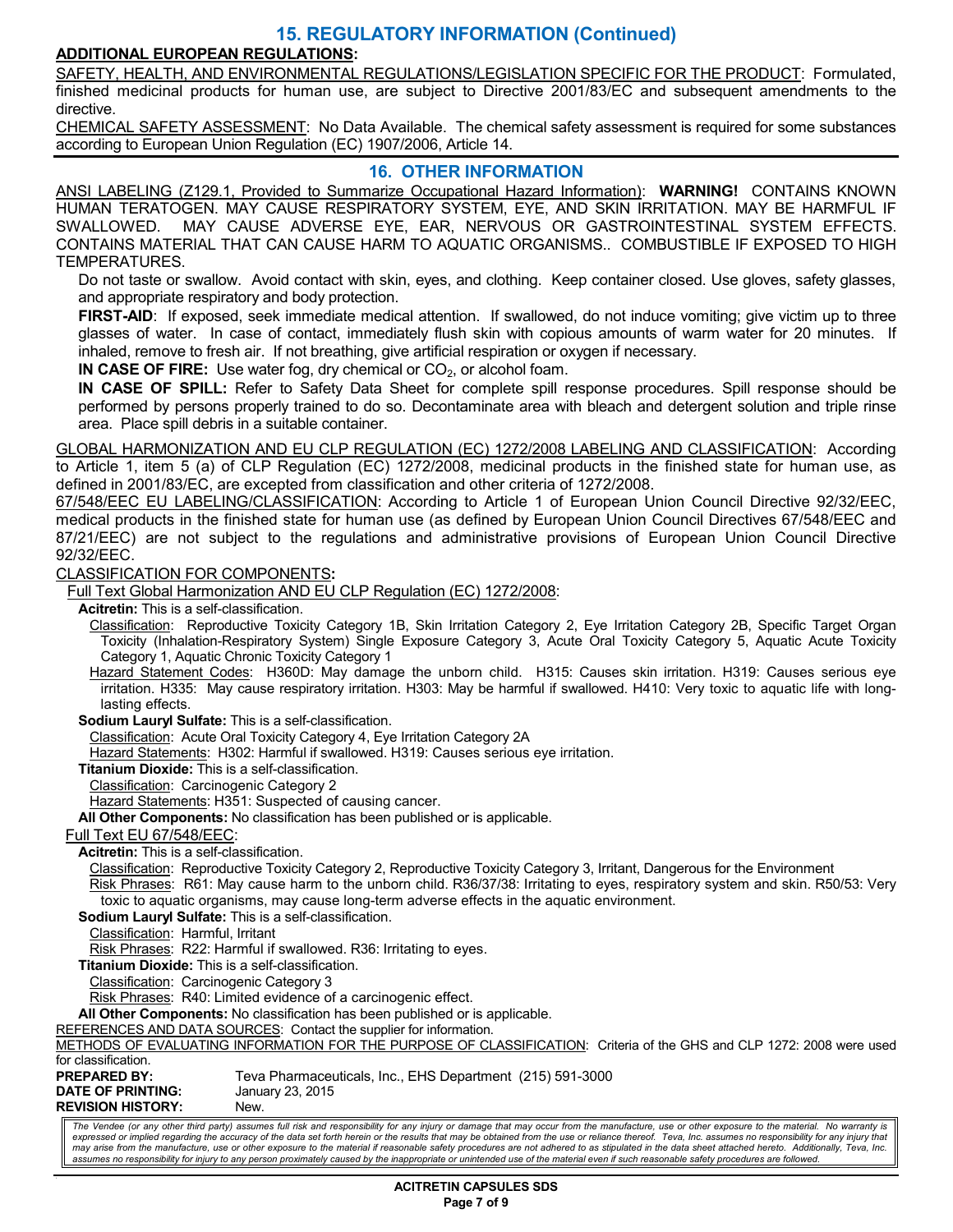## 15. REGULATORY INFORMATION (Continued)

**ADDITIONAL EUROPEAN REGULATIONS:**

SAFETY, HEALTH, AND ENVIRONMENTAL REGULATIONS/LEGISLATION SPECIFIC FOR THE PRODUCT: Formulated, finished medicinal products for human use, are subject to Directive 2001/83/EC and subsequent amendments to the directive.

CHEMICAL SAFETY ASSESSMENT: No Data Available. The chemical safety assessment is required for some substances according to European Union Regulation (EC) 1907/2006, Article 14.

## 16. OTHER INFORMATION

ANSI LABELING (Z129.1, Provided to Summarize Occupational Hazard Information): **WARNING!** CONTAINS KNOWN HUMAN TERATOGEN. MAY CAUSE RESPIRATORY SYSTEM, EYE, AND SKIN IRRITATION. MAY BE HARMFUL IF SWALLOWED. MAY CAUSE ADVERSE EYE, EAR, NERVOUS OR GASTROINTESTINAL SYSTEM EFFECTS. CONTAINS MATERIAL THAT CAN CAUSE HARM TO AQUATIC ORGANISMS.. COMBUSTIBLE IF EXPOSED TO HIGH TEMPERATURES.

Do not taste or swallow. Avoid contact with skin, eyes, and clothing. Keep container closed. Use gloves, safety glasses, and appropriate respiratory and body protection.

**FIRST-AID**: If exposed, seek immediate medical attention. If swallowed, do not induce vomiting; give victim up to three glasses of water. In case of contact, immediately flush skin with copious amounts of warm water for 20 minutes. If inhaled, remove to fresh air. If not breathing, give artificial respiration or oxygen if necessary.

**IN CASE OF FIRE:** Use water fog, dry chemical or $CO_2$, or alcohol foam.

**IN CASE OF SPILL:** Refer to Safety Data Sheet for complete spill response procedures. Spill response should be performed by persons properly trained to do so. Decontaminate area with bleach and detergent solution and triple rinse area. Place spill debris in a suitable container.

GLOBAL HARMONIZATION AND EU CLP REGULATION (EC) 1272/2008 LABELING AND CLASSIFICATION: According to Article 1, item 5 (a) of CLP Regulation (EC) 1272/2008, medicinal products in the finished state for human use, as defined in 2001/83/EC, are excepted from classification and other criteria of 1272/2008.

67/548/EEC EU LABELING/CLASSIFICATION: According to Article 1 of European Union Council Directive 92/32/EEC, medical products in the finished state for human use (as defined by European Union Council Directives 67/548/EEC and 87/21/EEC) are not subject to the regulations and administrative provisions of European Union Council Directive 92/32/EEC.

CLASSIFICATION FOR COMPONENTS**:**

Full Text Global Harmonization AND EU CLP Regulation (EC) 1272/2008:

**Acitretin:** This is a self-classification.

Classification: Reproductive Toxicity Category 1B, Skin Irritation Category 2, Eye Irritation Category 2B, Specific Target Organ Toxicity (Inhalation-Respiratory System) Single Exposure Category 3, Acute Oral Toxicity Category 5, Aquatic Acute Toxicity Category 1, Aquatic Chronic Toxicity Category 1

Hazard Statement Codes: H360D: May damage the unborn child. H315: Causes skin irritation. H319: Causes serious eye irritation. H335: May cause respiratory irritation. H303: May be harmful if swallowed. H410: Very toxic to aquatic life with long-lasting effects.

**Sodium Lauryl Sulfate:** This is a self-classification.

Classification: Acute Oral Toxicity Category 4, Eye Irritation Category 2A

Hazard Statements: H302: Harmful if swallowed. H319: Causes serious eye irritation.

**Titanium Dioxide:** This is a self-classification.

Classification: Carcinogenic Category 2

Hazard Statements: H351: Suspected of causing cancer.

**All Other Components:** No classification has been published or is applicable.

Full Text EU 67/548/EEC:

**Acitretin:** This is a self-classification.

Classification: Reproductive Toxicity Category 2, Reproductive Toxicity Category 3, Irritant, Dangerous for the Environment

Risk Phrases: R61: May cause harm to the unborn child. R36/37/38: Irritating to eyes, respiratory system and skin. R50/53: Very toxic to aquatic organisms, may cause long-term adverse effects in the aquatic environment.

**Sodium Lauryl Sulfate:** This is a self-classification.

Classification: Harmful, Irritant

Risk Phrases: R22: Harmful if swallowed. R36: Irritating to eyes.

**Titanium Dioxide:** This is a self-classification.

Classification: Carcinogenic Category 3

Risk Phrases: R40: Limited evidence of a carcinogenic effect.

**All Other Components:** No classification has been published or is applicable.

REFERENCES AND DATA SOURCES: Contact the supplier for information.

METHODS OF EVALUATING INFORMATION FOR THE PURPOSE OF CLASSIFICATION: Criteria of the GHS and CLP 1272: 2008 were used for classification.

**PREPARED BY:** Teva Pharmaceuticals, Inc., EHS Department (215) 591-3000
**DATE OF PRINTING:** January 23, 2015
**REVISION HISTORY:** New.

*The Vendee (or any other third party) assumes full risk and responsibility for any injury or damage that may occur from the manufacture, use or other exposure to the material. No warranty is expressed or implied regarding the accuracy of the data set forth herein or the results that may be obtained from the use or reliance thereof. Teva, Inc. assumes no responsibility for any injury that may arise from the manufacture, use or other exposure to the material if reasonable safety procedures are not adhered to as stipulated in the data sheet attached hereto. Additionally, Teva, Inc. assumes no responsibility for injury to any person proximately caused by the inappropriate or unintended use of the material even if such reasonable safety procedures are followed.*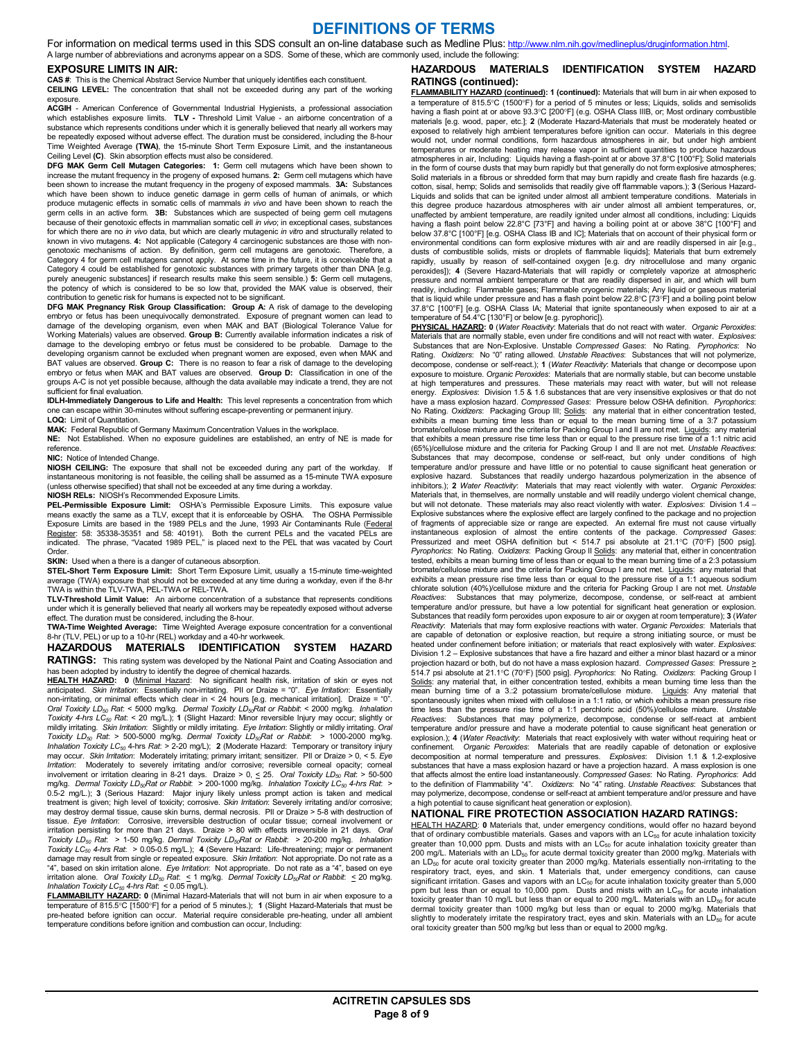# DEFINITIONS OF TERMS

For information on medical terms used in this SDS consult an on-line database such as Medline Plus: http://www.nlm.nih.gov/medlineplus/druginformation.html.
A large number of abbreviations and acronyms appear on a SDS. Some of these, which are commonly used, include the following:

## EXPOSURE LIMITS IN AIR:

**CAS #**: This is the Chemical Abstract Service Number that uniquely identifies each constituent.

**CEILING LEVEL:** The concentration that shall not be exceeded during any part of the working exposure.

**ACGIH** - American Conference of Governmental Industrial Hygienists, a professional association which establishes exposure limits. **TLV -** Threshold Limit Value - an airborne concentration of a substance which represents conditions under which it is generally believed that nearly all workers may be repeatedly exposed without adverse effect. The duration must be considered, including the 8-hour Time Weighted Average **(TWA)**, the 15-minute Short Term Exposure Limit, and the instantaneous Ceiling Level **(C)**. Skin absorption effects must also be considered.

**DFG MAK Germ Cell Mutagen Categories:** **1:** Germ cell mutagens which have been shown to increase the mutant frequency in the progeny of exposed humans. **2:** Germ cell mutagens which have been shown to increase the mutant frequency in the progeny of exposed mammals. **3A:** Substances which have been shown to induce genetic damage in germ cells of human of animals, or which produce mutagenic effects in somatic cells of mammals *in vivo* and have been shown to reach the germ cells in an active form. **3B:** Substances which are suspected of being germ cell mutagens because of their genotoxic effects in mammalian somatic cell *in vivo*; in exceptional cases, substances for which there are no *in vivo* data, but which are clearly mutagenic *in vitro* and structurally related to known in vivo mutagens. **4:** Not applicable (Category 4 carcinogenic substances are those with non-genotoxic mechanisms of action. By definition, germ cell mutagens are genotoxic. Therefore, a Category 4 for germ cell mutagens cannot apply. At some time in the future, it is conceivable that a Category 4 could be established for genotoxic substances with primary targets other than DNA [e.g. purely aneugenic substances] if research results make this seem sensible.) **5:** Germ cell mutagens, the potency of which is considered to be so low that, provided the MAK value is observed, their contribution to genetic risk for humans is expected not to be significant.

**DFG MAK Pregnancy Risk Group Classification:** **Group A:** A risk of damage to the developing embryo or fetus has been unequivocally demonstrated. Exposure of pregnant women can lead to damage of the developing organism, even when MAK and BAT (Biological Tolerance Value for Working Materials) values are observed. **Group B:** Currently available information indicates a risk of damage to the developing embryo or fetus must be considered to be probable. Damage to the developing organism cannot be excluded when pregnant women are exposed, even when MAK and BAT values are observed. **Group C:** There is no reason to fear a risk of damage to the developing embryo or fetus when MAK and BAT values are observed. **Group D:** Classification in one of the groups A-C is not yet possible because, although the data available may indicate a trend, they are not sufficient for final evaluation.

**IDLH-Immediately Dangerous to Life and Health:** This level represents a concentration from which one can escape within 30-minutes without suffering escape-preventing or permanent injury.

**LOQ:** Limit of Quantitation.

**MAK:** Federal Republic of Germany Maximum Concentration Values in the workplace.

**NE:** Not Established. When no exposure guidelines are established, an entry of NE is made for reference.

**NIC:** Notice of Intended Change.

**NIOSH CEILING:** The exposure that shall not be exceeded during any part of the workday. If instantaneous monitoring is not feasible, the ceiling shall be assumed as a 15-minute TWA exposure (unless otherwise specified) that shall not be exceeded at any time during a workday.

**NIOSH RELs:** NIOSH's Recommended Exposure Limits.

**PEL-Permissible Exposure Limit:** OSHA's Permissible Exposure Limits. This exposure value means exactly the same as a TLV, except that it is enforceable by OSHA. The OSHA Permissible Exposure Limits are based in the 1989 PELs and the June, 1993 Air Contaminants Rule (Federal Register: 58: 35338-35351 and 58: 40191). Both the current PELs and the vacated PELs are indicated. The phrase, "Vacated 1989 PEL," is placed next to the PEL that was vacated by Court Order.

**SKIN:** Used when a there is a danger of cutaneous absorption.

**STEL-Short Term Exposure Limit:** Short Term Exposure Limit, usually a 15-minute time-weighted average (TWA) exposure that should not be exceeded at any time during a workday, even if the 8-hr TWA is within the TLV-TWA, PEL-TWA or REL-TWA.

**TLV-Threshold Limit Value:** An airborne concentration of a substance that represents conditions under which it is generally believed that nearly all workers may be repeatedly exposed without adverse effect. The duration must be considered, including the 8-hour.

**TWA-Time Weighted Average:** Time Weighted Average exposure concentration for a conventional 8-hr (TLV, PEL) or up to a 10-hr (REL) workday and a 40-hr workweek.

## HAZARDOUS MATERIALS IDENTIFICATION SYSTEM HAZARD RATINGS:

This rating system was developed by the National Paint and Coating Association and has been adopted by industry to identify the degree of chemical hazards.

**HEALTH HAZARD:** **0** (Minimal Hazard: No significant health risk, irritation of skin or eyes not anticipated. *Skin Irritation*: Essentially non-irritating. PII or Draize = "0". *Eye Irritation*: Essentially non-irritating, or minimal effects which clear in < 24 hours [e.g. mechanical irritation]. Draize = "0". *Oral Toxicity $LD_{50}$ Rat*: < 5000 mg/kg. *Dermal Toxicity $LD_{50}$Rat or Rabbit*: < 2000 mg/kg. *Inhalation Toxicity 4-hrs $LC_{50}$ Rat*: < 20 mg/L.); **1** (Slight Hazard: Minor reversible Injury may occur; slightly or mildly irritating. *Skin Irritation*: Slightly or mildly irritating. *Eye Irritation*: Slightly or mildly irritating. *Oral Toxicity $LD_{50}$ Rat*: > 500-5000 mg/kg. *Dermal Toxicity $LD_{50}$Rat or Rabbit*: > 1000-2000 mg/kg. *Inhalation Toxicity $LC_{50}$ 4-hrs Rat*: > 2-20 mg/L); **2** (Moderate Hazard: Temporary or transitory injury may occur. *Skin Irritation*: Moderately irritating; primary irritant; sensitizer. PII or Draize > 0, < 5. *Eye Irritation*: Moderately to severely irritating and/or corrosive; reversible corneal opacity; corneal involvement or irritation clearing in 8-21 days. Draize > 0, ≤ 25. *Oral Toxicity $LD_{50}$ Rat*: > 50-500 mg/kg. *Dermal Toxicity $LD_{50}$Rat or Rabbit*: > 200-1000 mg/kg. *Inhalation Toxicity $LC_{50}$ 4-hrs Rat*: > 0.5-2 mg/L.); **3** (Serious Hazard: Major injury likely unless prompt action is taken and medical treatment is given; high level of toxicity; corrosive. *Skin Irritation*: Severely irritating and/or corrosive; may destroy dermal tissue, cause skin burns, dermal necrosis. PII or Draize > 5-8 with destruction of tissue. *Eye Irritation*: Corrosive, irreversible destruction of ocular tissue; corneal involvement or irritation persisting for more than 21 days. Draize > 80 with effects irreversible in 21 days. *Oral Toxicity $LD_{50}$ Rat*: > 1-50 mg/kg. *Dermal Toxicity $LD_{50}$Rat or Rabbit*: > 20-200 mg/kg. *Inhalation Toxicity $LC_{50}$ 4-hrs Rat*: > 0.05-0.5 mg/L.); **4** (Severe Hazard: Life-threatening; major or permanent damage may result from single or repeated exposure. *Skin Irritation*: Not appropriate. Do not rate as a "4", based on skin irritation alone. *Eye Irritation*: Not appropriate. Do not rate as a "4", based on eye irritation alone. *Oral Toxicity $LD_{50}$ Rat*: ≤ 1 mg/kg. *Dermal Toxicity $LD_{50}$Rat or Rabbit*: ≤ 20 mg/kg. *Inhalation Toxicity $LC_{50}$ 4-hrs Rat*: ≤ 0.05 mg/L).

**FLAMMABILITY HAZARD:** **0** (Minimal Hazard-Materials that will not burn in air when exposure to a temperature of 815.5°C [1500°F] for a period of 5 minutes.); **1** (Slight Hazard-Materials that must be pre-heated before ignition can occur. Material require considerable pre-heating, under all ambient temperature conditions before ignition and combustion can occur, Including:

## HAZARDOUS MATERIALS IDENTIFICATION SYSTEM HAZARD RATINGS (continued):

**FLAMMABILITY HAZARD (continued): 1 (continued):** Materials that will burn in air when exposed to a temperature of 815.5°C (1500°F) for a period of 5 minutes or less; Liquids, solids and semisolids having a flash point at or above 93.3°C [200°F] (e.g. OSHA Class IIIB, or; Most ordinary combustible materials [e.g. wood, paper, etc.]; **2** (Moderate Hazard-Materials that must be moderately heated or exposed to relatively high ambient temperatures before ignition can occur. Materials in this degree would not, under normal conditions, form hazardous atmospheres in air, but under high ambient temperatures or moderate heating may release vapor in sufficient quantities to produce hazardous atmospheres in air, Including: Liquids having a flash-point at or above 37.8°C [100°F]; Solid materials in the form of course dusts that may burn rapidly but that generally do not form explosive atmospheres; Solid materials in a fibrous or shredded form that may burn rapidly and create flash fire hazards (e.g. cotton, sisal, hemp; Solids and semisolids that readily give off flammable vapors.); **3** (Serious Hazard-Liquids and solids that can be ignited under almost all ambient temperature conditions. Materials in this degree produce hazardous atmospheres with air under almost all ambient temperatures, or, unaffected by ambient temperature, are readily ignited under almost all conditions, including: Liquids having a flash point below 22.8°C [73°F] and having a boiling point at or above 38°C [100°F] and below 37.8°C [100°F] [e.g. OSHA Class IB and IC]; Materials that on account of their physical form or environmental conditions can form explosive mixtures with air and are readily dispersed in air [e.g., dusts of combustible solids, mists or droplets of flammable liquids]; Materials that burn extremely rapidly, usually by reason of self-contained oxygen [e.g. dry nitrocellulose and many organic peroxides]); **4** (Severe Hazard-Materials that will rapidly or completely vaporize at atmospheric pressure and normal ambient temperature or that are readily dispersed in air, and which will burn readily, including: Flammable gases; Flammable cryogenic materials; Any liquid or gaseous material that is liquid while under pressure and has a flash point below 22.8°C [73°F] and a boiling point below 37.8°C [100°F] [e.g. OSHA Class IA; Material that ignite spontaneously when exposed to air at a temperature of 54.4°C [130°F] or below [e.g. pyrophoric]).

**PHYSICAL HAZARD:** **0** (*Water Reactivity*: Materials that do not react with water. *Organic Peroxides*: Materials that are normally stable, even under fire conditions and will not react with water. *Explosives*: Substances that are Non-Explosive. Unstable *Compressed Gases*: No Rating. *Pyrophorics*: No Rating. *Oxidizers*: No "0" rating allowed. *Unstable Reactives*: Substances that will not polymerize, decompose, condense or self-react.); **1** (*Water Reactivity*: Materials that change or decompose upon exposure to moisture. *Organic Peroxides*: Materials that are normally stable, but can become unstable at high temperatures and pressures. These materials may react with water, but will not release energy. *Explosives*: Division 1.5 & 1.6 substances that are very insensitive explosives or that do not have a mass explosion hazard. *Compressed Gases*: Pressure below OSHA definition. *Pyrophorics*: No Rating. *Oxidizers*: Packaging Group III; Solids: any material that in either concentration tested, exhibits a mean burning time less than or equal to the mean burning time of a 3:7 potassium bromate/cellulose mixture and the criteria for Packing Group I and II are not met. Liquids: any material that exhibits a mean pressure rise time less than or equal to the pressure rise time of a 1:1 nitric acid (65%)/cellulose mixture and the criteria for Packing Group I and II are not met. *Unstable Reactives*: Substances that may decompose, condense or self-heat, but only under conditions of high temperature and/or pressure and have little or no potential to cause significant heat generation or explosive hazard. Substances that readily undergo hazardous polymerization in the absence of inhibitors.); **2** *Water Reactivity*: Materials that may react violently with water. *Organic Peroxides*: Materials that, in themselves, are normally unstable and will readily undergo violent chemical change, but will not detonate. These materials may also react violently with water. *Explosives*: Division 1.4 – Explosive substances where the explosive effect are largely confined to the package and no projection of fragments of appreciable size or range are expected. An external fire must not cause virtually instantaneous explosion of almost the entire contents of the package. *Compressed Gases*: Pressurized and meet OSHA definition but < 514.7 psi absolute at 21.1°C (70°F) [500 psig]. *Pyrophorics*: No Rating. *Oxidizers*: Packing Group II Solids: any material that, either in concentration tested, exhibits a mean burning time of less than or equal to the mean burning time of a 2:3 potassium bromate/cellulose mixture and the criteria for Packing Group I are not met. Liquids: any material that exhibits a mean pressure rise time less than or equal to the pressure rise of a 1:1 aqueous sodium chlorate solution (40%)/cellulose mixture and the criteria for Packing Group I are not met. *Unstable Reactives*: Substances that may polymerize, decompose, condense, or self-react at ambient temperature and/or pressure, but have a low potential for significant heat generation or explosion. Substances that readily form peroxides upon exposure to air or oxygen at room temperature); **3** (*Water Reactivity*: Materials that may form explosive reactions with water. *Organic Peroxides*: Materials that are capable of detonation or explosive reaction, but require a strong initiating source, or must be heated under confinement before initiation; or materials that react explosively with water. *Explosives*: Division 1.2 – Explosive substances that have a fire hazard and either a minor blast hazard or a minor projection hazard or both, but do not have a mass explosion hazard. *Compressed Gases*: Pressure ≥ 514.7 psi absolute at 21.1°C (70°F) [500 psig]. *Pyrophorics*: No Rating. *Oxidizers*: Packing Group I Solids: any material that, in either concentration tested, exhibits a mean burning time less than the mean burning time of a 3.:2 potassium bromate/cellulose mixture. Liquids: Any material that spontaneously ignites when mixed with cellulose in a 1:1 ratio, or which exhibits a mean pressure rise time less than the pressure rise time of a 1:1 perchloric acid (50%)/cellulose mixture. *Unstable Reactives*: Substances that may polymerize, decompose, condense or self-react at ambient temperature and/or pressure and have a moderate potential to cause significant heat generation or explosion.); **4** (*Water Reactivity*: Materials that react explosively with water without requiring heat or confinement. *Organic Peroxides*: Materials that are readily capable of detonation or explosive decomposition at normal temperature and pressures. *Explosives*: Division 1.1 & 1.2-explosive substances that have a mass explosion hazard or have a projection hazard. A mass explosion is one that affects almost the entire load instantaneously. *Compressed Gases*: No Rating. *Pyrophorics*: Add to the definition of Flammability "4". *Oxidizers*: No "4" rating. *Unstable Reactives*: Substances that may polymerize, decompose, condense or self-react at ambient temperature and/or pressure and have a high potential to cause significant heat generation or explosion).

## NATIONAL FIRE PROTECTION ASSOCIATION HAZARD RATINGS:

HEALTH HAZARD: **0** Materials that, under emergency conditions, would offer no hazard beyond that of ordinary combustible materials. Gases and vapors with an $LC_{50}$ for acute inhalation toxicity greater than 10,000 ppm. Dusts and mists with an $LC_{50}$ for acute inhalation toxicity greater than 200 mg/L. Materials with an $LD_{50}$ for acute dermal toxicity greater than 2000 mg/kg. Materials with an $LD_{50}$ for acute oral toxicity greater than 2000 mg/kg. Materials essentially non-irritating to the respiratory tract, eyes, and skin. **1** Materials that, under emergency conditions, can cause significant irritation. Gases and vapors with an $LC_{50}$ for acute inhalation toxicity greater than 5,000 ppm but less than or equal to 10,000 ppm. Dusts and mists with an $LC_{50}$ for acute inhalation toxicity greater than 10 mg/L but less than or equal to 200 mg/L. Materials with an $LD_{50}$ for acute dermal toxicity greater than 1000 mg/kg but less than or equal to 2000 mg/kg. Materials that slightly to moderately irritate the respiratory tract, eyes and skin. Materials with an $LD_{50}$ for acute oral toxicity greater than 500 mg/kg but less than or equal to 2000 mg/kg.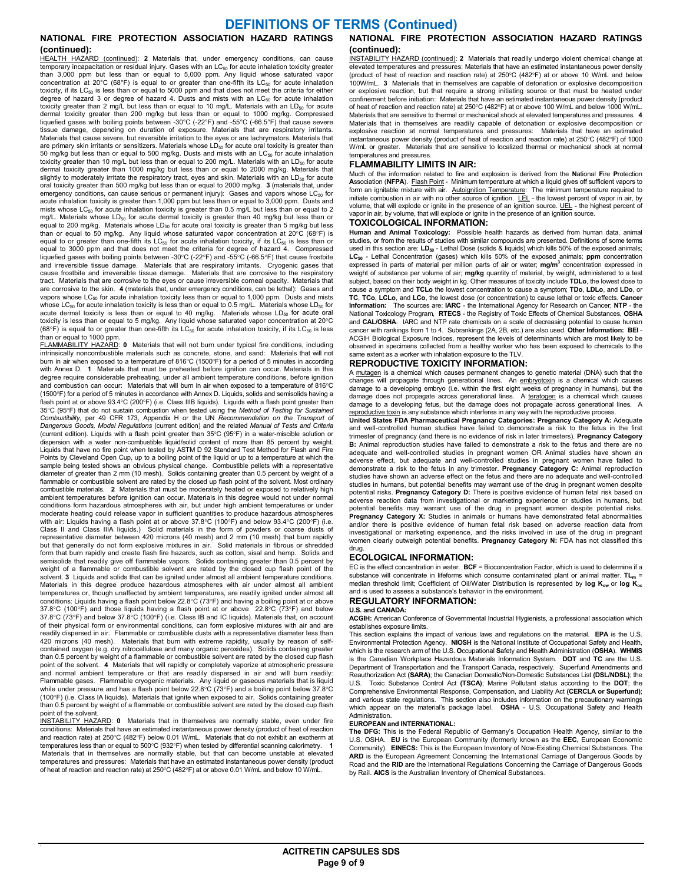# DEFINITIONS OF TERMS (Continued)

## NATIONAL FIRE PROTECTION ASSOCIATION HAZARD RATINGS (continued):

HEALTH HAZARD (continued): **2** Materials that, under emergency conditions, can cause temporary incapacitation or residual injury. Gases with an $LC_{50}$ for acute inhalation toxicity greater than 3,000 ppm but less than or equal to 5,000 ppm. Any liquid whose saturated vapor concentration at 20°C (68°F) is equal to or greater than one-fifth its $LC_{50}$ for acute inhalation toxicity, if its $LC_{50}$ is less than or equal to 5000 ppm and that does not meet the criteria for either degree of hazard 3 or degree of hazard 4. Dusts and mists with an $LC_{50}$ for acute inhalation toxicity greater than 2 mg/L but less than or equal to 10 mg/L. Materials with an $LD_{50}$ for acute dermal toxicity greater than 200 mg/kg but less than or equal to 1000 mg/kg. Compressed liquefied gases with boiling points between -30°C (-22°F) and -55°C (-66.5°F) that cause severe tissue damage, depending on duration of exposure. Materials that are respiratory irritants. Materials that cause severe, but reversible irritation to the eyes or are lachrymators. Materials that are primary skin irritants or sensitizers. Materials whose $LD_{50}$ for acute oral toxicity is greater than 50 mg/kg but less than or equal to 500 mg/kg. Dusts and mists with an $LC_{50}$ for acute inhalation toxicity greater than 10 mg/L but less than or equal to 200 mg/L. Materials with an $LD_{50}$ for acute dermal toxicity greater than 1000 mg/kg but less than or equal to 2000 mg/kg. Materials that slightly to moderately irritate the respiratory tract, eyes and skin. Materials with an $LD_{50}$ for acute oral toxicity greater than 500 mg/kg but less than or equal to 2000 mg/kg. **3** (materials that, under emergency conditions, can cause serious or permanent injury): Gases and vapors whose $LC_{50}$ for acute inhalation toxicity is greater than 1,000 ppm but less than or equal to 3,000 ppm. Dusts and mists whose $LC_{50}$ for acute inhalation toxicity is greater than 0.5 mg/L but less than or equal to 2 mg/L. Materials whose $LD_{50}$ for acute dermal toxicity is greater than 40 mg/kg but less than or equal to 200 mg/kg. Materials whose $LD_{50}$ for acute oral toxicity is greater than 5 mg/kg but less than or equal to 50 mg/kg. Any liquid whose saturated vapor concentration at 20°C (68°F) is equal to or greater than one-fifth its $LC_{50}$ for acute inhalation toxicity, if its $LC_{50}$ is less than or equal to 3000 ppm and that does not meet the criteria for degree of hazard 4. Compressed liquefied gases with boiling points between -30°C (-22°F) and -55°C (-66.5°F) that cause frostbite and irreversible tissue damage. Materials that are respiratory irritants. Cryogenic gases that cause frostbite and irreversible tissue damage. Materials that are corrosive to the respiratory tract. Materials that are corrosive to the eyes or cause irreversible corneal opacity. Materials that are corrosive to the skin. **4** (materials that, under emergency conditions, can be lethal): Gases and vapors whose $LC_{50}$ for acute inhalation toxicity less than or equal to 1,000 ppm. Dusts and mists whose $LC_{50}$ for acute inhalation toxicity is less than or equal to 0.5 mg/L. Materials whose $LD_{50}$ for acute dermal toxicity is less than or equal to 40 mg/kg. Materials whose $LD_{50}$ for acute oral toxicity is less than or equal to 5 mg/kg. Any liquid whose saturated vapor concentration at 20°C (68°F) is equal to or greater than one-fifth its $LC_{50}$ for acute inhalation toxicity, if its $LC_{50}$ is less than or equal to 1000 ppm.

FLAMMABILITY HAZARD: **0** Materials that will not burn under typical fire conditions, including intrinsically noncombustible materials such as concrete, stone, and sand: Materials that will not burn in air when exposed to a temperature of 816°C (1500°F) for a period of 5 minutes in according with Annex D. **1** Materials that must be preheated before ignition can occur. Materials in this degree require considerable preheating, under all ambient temperature conditions, before ignition and combustion can occur: Materials that will burn in air when exposed to a temperature of 816°C (1500°F) for a period of 5 minutes in accordance with Annex D. Liquids, solids and semisolids having a flash point at or above 93.4°C (200°F) (i.e. Class IIIB liquids). Liquids with a flash point greater than 35°C (95°F) that do not sustain combustion when tested using the *Method of Testing for Sustained Combustibility*, per 49 CFR 173, Appendix H or the UN *Recommendation on the Transport of Dangerous Goods, Model Regulations* (current edition) and the related *Manual of Tests and Criteria* (current edition). Liquids with a flash point greater than 35°C (95°F) in a water-miscible solution or dispersion with a water non-combustible liquid/solid content of more than 85 percent by weight. Liquids that have no fire point when tested by ASTM D 92 Standard Test Method for Flash and Fire Points by Cleveland Open Cup, up to a boiling point of the liquid or up to a temperature at which the sample being tested shows an obvious physical change. Combustible pellets with a representative diameter of greater than 2 mm (10 mesh). Solids containing greater than 0.5 percent by weight of a flammable or combustible solvent are rated by the closed cup flash point of the solvent. Most ordinary combustible materials. **2** Materials that must be moderately heated or exposed to relatively high ambient temperatures before ignition can occur. Materials in this degree would not under normal conditions form hazardous atmospheres with air, but under high ambient temperatures or under moderate heating could release vapor in sufficient quantities to produce hazardous atmospheres with air: Liquids having a flash point at or above 37.8°C (100°F) and below 93.4°C (200°F) (i.e. Class II and Class IIIA liquids.) Solid materials in the form of powders or coarse dusts of representative diameter between 420 microns (40 mesh) and 2 mm (10 mesh) that burn rapidly but that generally do not form explosive mixtures in air. Solid materials in fibrous or shredded form that burn rapidly and create flash fire hazards, such as cotton, sisal and hemp. Solids and semisolids that readily give off flammable vapors. Solids containing greater than 0.5 percent by weight of a flammable or combustible solvent are rated by the closed cup flash point of the solvent. **3** Liquids and solids that can be ignited under almost all ambient temperature conditions. Materials in this degree produce hazardous atmospheres with air under almost all ambient temperatures or, though unaffected by ambient temperatures, are readily ignited under almost all conditions: Liquids having a flash point below 22.8°C (73°F) and having a boiling point at or above 37.8°C (100°F) and those liquids having a flash point at or above 22.8°C (73°F) and below 37.8°C (100°F) (i.e. Class IB and IC liquids). Materials that, on account of their physical form or environmental conditions, can form explosive mixtures with air and are readily dispersed in air. Flammable or combustible dusts with a representative diameter less than 420 microns (40 mesh). Materials that burn with extreme rapidity, usually by reason of self-contained oxygen (e.g. dry nitrocellulose and many organic peroxides). Solids containing greater than 0.5 percent by weight of a flammable or combustible solvent are rated by the closed cup flash point of the solvent. **4** Materials that will rapidly or completely vaporize at atmospheric pressure and normal ambient temperature or that are readily dispersed in air and will burn readily: Flammable gases. Flammable cryogenic materials. Any liquid or gaseous materials that is liquid while under pressure and has a flash point below 22.8°C (73°F) and a boiling point below 37.8°C (100°F) (i.e. Class IA liquids). Materials that ignite when exposed to air, Solids containing greater than 0.5 percent by weight of a flammable or combustible solvent are rated by the closed cup flash point of the solvent.

INSTABILITY HAZARD: **0** Materials that in themselves are normally stable, even under fire conditions: Materials that have an estimated instantaneous power density (product of heat of reaction and reaction rate) at 250°C (482°F) below 0.01 W/mL. Materials that do not exhibit an exotherm at temperatures less than or equal to 500°C (932°F) when tested by differential scanning calorimetry. **1** Materials that in themselves are normally stable, but that can become unstable at elevated temperatures and pressures: Materials that have an estimated instantaneous power density (product of heat of reaction and reaction rate) at 250°C (482°F) at or above 0.01 W/mL and below 10 W/mL.

## NATIONAL FIRE PROTECTION ASSOCIATION HAZARD RATINGS (continued):

INSTABILITY HAZARD (continued): **2** Materials that readily undergo violent chemical change at elevated temperatures and pressures: Materials that have an estimated instantaneous power density (product of heat of reaction and reaction rate) at 250°C (482°F) at or above 10 W/mL and below 100W/mL. **3** Materials that in themselves are capable of detonation or explosive decomposition or explosive reaction, but that require a strong initiating source or that must be heated under confinement before initiation: Materials that have an estimated instantaneous power density (product of heat of reaction and reaction rate) at 250°C (482°F) at or above 100 W/mL and below 1000 W/mL. Materials that are sensitive to thermal or mechanical shock at elevated temperatures and pressures. **4** Materials that in themselves are readily capable of detonation or explosive decomposition or explosive reaction at normal temperatures and pressures: Materials that have an estimated instantaneous power density (product of heat of reaction and reaction rate) at 250°C (482°F) of 1000 W/mL or greater. Materials that are sensitive to localized thermal or mechanical shock at normal temperatures and pressures.

## FLAMMABILITY LIMITS IN AIR:

Much of the information related to fire and explosion is derived from the **N**ational **F**ire **P**rotection **A**ssociation (**NFPA**). Flash Point - Minimum temperature at which a liquid gives off sufficient vapors to form an ignitable mixture with air. Autoignition Temperature: The minimum temperature required to initiate combustion in air with no other source of ignition. LEL - the lowest percent of vapor in air, by volume, that will explode or ignite in the presence of an ignition source. UEL - the highest percent of vapor in air, by volume, that will explode or ignite in the presence of an ignition source.

## TOXICOLOGICAL INFORMATION:

**Human and Animal Toxicology:** Possible health hazards as derived from human data, animal studies, or from the results of studies with similar compounds are presented. Definitions of some terms used in this section are: **$LD_{50}$** - Lethal Dose (solids & liquids) which kills 50% of the exposed animals; **$LC_{50}$** - Lethal Concentration (gases) which kills 50% of the exposed animals; **ppm** concentration expressed in parts of material per million parts of air or water; **$mg/m^3$** concentration expressed in weight of substance per volume of air; **mg/kg** quantity of material, by weight, administered to a test subject, based on their body weight in kg. Other measures of toxicity include **TDLo**, the lowest dose to cause a symptom and **TCLo** the lowest concentration to cause a symptom; **TDo**, **LDLo**, and **LDo**, or **TC**, **TCo**, **LCLo**, and **LCo**, the lowest dose (or concentration) to cause lethal or toxic effects. **Cancer Information:** The sources are: **IARC** - the International Agency for Research on Cancer; **NTP** - the National Toxicology Program, **RTECS** - the Registry of Toxic Effects of Chemical Substances, **OSHA** and **CAL/OSHA**. IARC and NTP rate chemicals on a scale of decreasing potential to cause human cancer with rankings from 1 to 4. Subrankings (2A, 2B, etc.) are also used. **Other Information: BEI** - ACGIH Biological Exposure Indices, represent the levels of determinants which are most likely to be observed in specimens collected from a healthy worker who has been exposed to chemicals to the same extent as a worker with inhalation exposure to the TLV.

## REPRODUCTIVE TOXICITY INFORMATION:

A mutagen is a chemical which causes permanent changes to genetic material (DNA) such that the changes will propagate through generational lines. An embryotoxin is a chemical which causes damage to a developing embryo (i.e. within the first eight weeks of pregnancy in humans), but the damage does not propagate across generational lines. A teratogen is a chemical which causes damage to a developing fetus, but the damage does not propagate across generational lines. A reproductive toxin is any substance which interferes in any way with the reproductive process.

**United States FDA Pharmaceutical Pregnancy Categories: Pregnancy Category A:** Adequate and well-controlled human studies have failed to demonstrate a risk to the fetus in the first trimester of pregnancy (and there is no evidence of risk in later trimesters). **Pregnancy Category B:** Animal reproduction studies have failed to demonstrate a risk to the fetus and there are no adequate and well-controlled studies in pregnant women OR Animal studies have shown an adverse effect, but adequate and well-controlled studies in pregnant women have failed to demonstrate a risk to the fetus in any trimester. **Pregnancy Category C:** Animal reproduction studies have shown an adverse effect on the fetus and there are no adequate and well-controlled studies in humans, but potential benefits may warrant use of the drug in pregnant women despite potential risks. **Pregnancy Category D:** There is positive evidence of human fetal risk based on adverse reaction data from investigational or marketing experience or studies in humans, but potential benefits may warrant use of the drug in pregnant women despite potential risks. **Pregnancy Category X:** Studies in animals or humans have demonstrated fetal abnormalities and/or there is positive evidence of human fetal risk based on adverse reaction data from investigational or marketing experience, and the risks involved in use of the drug in pregnant women clearly outweigh potential benefits. **Pregnancy Category N:** FDA has not classified this drug.

## ECOLOGICAL INFORMATION:

EC is the effect concentration in water. **BCF** = Bioconcentration Factor, which is used to determine if a substance will concentrate in lifeforms which consume contaminated plant or animal matter. **$TL_m$** = median threshold limit; Coefficient of Oil/Water Distribution is represented by **$\log K_{ow}$** or **$\log K_{oc}$** and is used to assess a substance's behavior in the environment.

## REGULATORY INFORMATION:

### U.S. and CANADA:

**ACGIH:** American Conference of Governmental Industrial Hygienists, a professional association which establishes exposure limits.

This section explains the impact of various laws and regulations on the material. **EPA** is the U.S. Environmental Protection Agency. **NIOSH** is the National Institute of Occupational Safety and Health, which is the research arm of the U.S. **O**ccupational **S**afety and **H**ealth **A**dministration (**OSHA**). **WHMIS** is the Canadian Workplace Hazardous Materials Information System. **DOT** and **TC** are the U.S. Department of Transportation and the Transport Canada, respectively. Superfund Amendments and Reauthorization Act **(SARA)**; the Canadian Domestic/Non-Domestic Substances List **(DSL/NDSL)**; the U.S. Toxic Substance Control Act **(TSCA)**; Marine Pollutant status according to the **DOT**; the Comprehensive Environmental Response, Compensation, and Liability Act **(CERCLA or Superfund)**; and various state regulations. This section also includes information on the precautionary warnings which appear on the material's package label. **OSHA** - U.S. Occupational Safety and Health Administration.

### EUROPEAN and INTERNATIONAL:

**The DFG:** This is the Federal Republic of Germany's Occupation Health Agency, similar to the U.S. OSHA. **EU** is the European Community (formerly known as the **EEC,** European Economic Community). **EINECS:** This is the European Inventory of Now-Existing Chemical Substances. The **ARD** is the European Agreement Concerning the International Carriage of Dangerous Goods by Road and the **RID** are the International Regulations Concerning the Carriage of Dangerous Goods by Rail. **AICS** is the Australian Inventory of Chemical Substances.